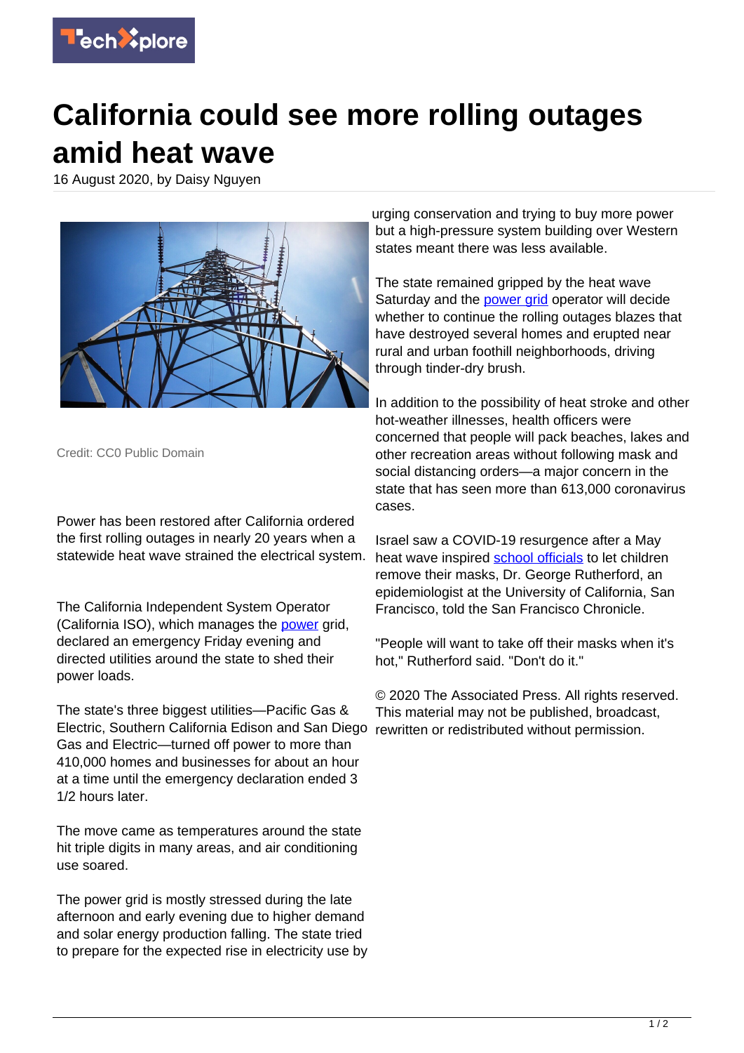# California could see more rolling outages amid heat wave

16 August 2020, by Daisy Nguyen

Credit: CC0 Public Domain

Power has been restored after California ordered the first rolling outages in nearly 20 years when a statewide heat wave strained the electrical system.

The California Independent System Operator (California ISO), which manages the power grid, declared an emergency Friday evening and directed utilities around the state to shed their power loads.

The state's three biggest utilities—Pacific Gas & Electric, Southern California Edison and San Diego Gas and Electric—turned off power to more than 410,000 homes and businesses for about an hour at a time until the emergency declaration ended 3 1/2 hours later.

The move came as temperatures around the state hit triple digits in many areas, and air conditioning use soared.

The power grid is mostly stressed during the late afternoon and early evening due to higher demand and solar energy production falling. The state tried to prepare for the expected rise in electricity use by urging conservation and trying to buy more power but a high-pressure system building over Western states meant there was less available.

The state remained gripped by the heat wave Saturday and the power grid operator will decide whether to continue the rolling outages blazes that have destroyed several homes and erupted near rural and urban foothill neighborhoods, driving through tinder-dry brush.

In addition to the possibility of heat stroke and other hot-weather illnesses, health officers were concerned that people will pack beaches, lakes and other recreation areas without following mask and social distancing orders—a major concern in the state that has seen more than 613,000 coronavirus cases.

Israel saw a COVID-19 resurgence after a May heat wave inspired school officials to let children remove their masks, Dr. George Rutherford, an epidemiologist at the University of California, San Francisco, told the San Francisco Chronicle.

"People will want to take off their masks when it's hot," Rutherford said. "Don't do it."

© 2020 The Associated Press. All rights reserved. This material may not be published, broadcast, rewritten or redistributed without permission.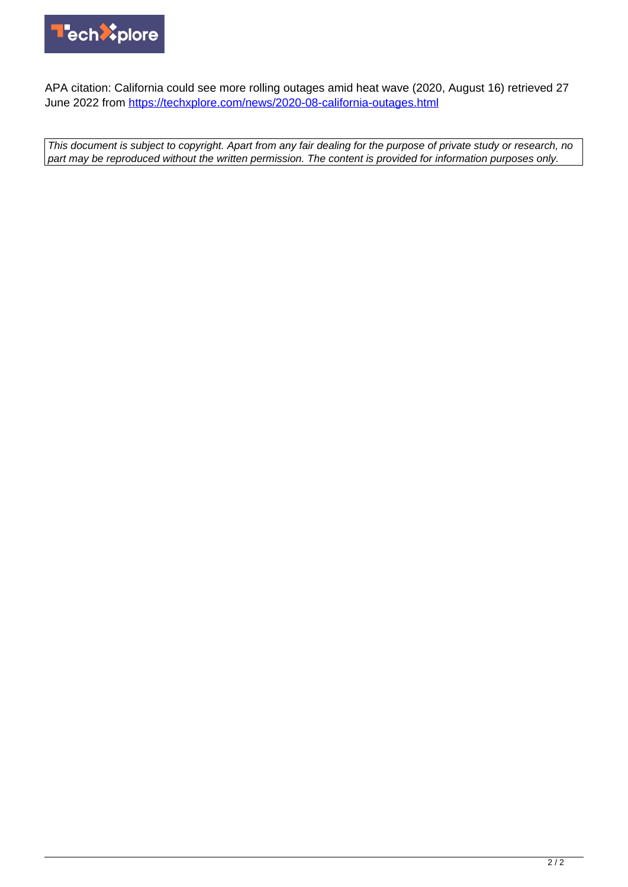APA citation: California could see more rolling outages amid heat wave (2020, August 16) retrieved 27 June 2022 from https://techxplore.com/news/2020-08-california-outages.html

*This document is subject to copyright. Apart from any fair dealing for the purpose of private study or research, no part may be reproduced without the written permission. The content is provided for information purposes only.*